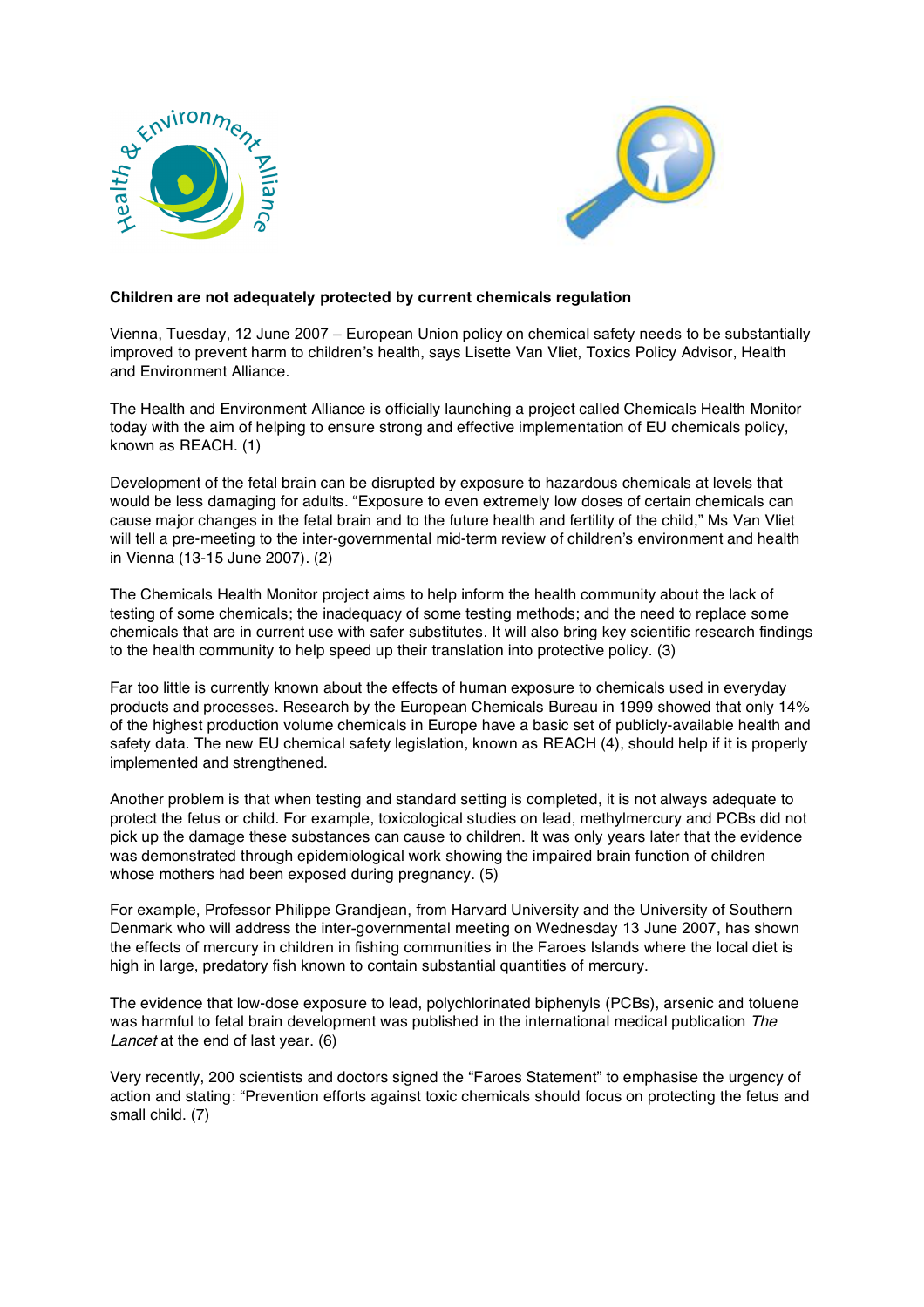**Children are not adequately protected by current chemicals regulation**

Vienna, Tuesday, 12 June 2007 – European Union policy on chemical safety needs to be substantially improved to prevent harm to children's health, says Lisette Van Vliet, Toxics Policy Advisor, Health and Environment Alliance.

The Health and Environment Alliance is officially launching a project called Chemicals Health Monitor today with the aim of helping to ensure strong and effective implementation of EU chemicals policy, known as REACH. (1)

Development of the fetal brain can be disrupted by exposure to hazardous chemicals at levels that would be less damaging for adults. "Exposure to even extremely low doses of certain chemicals can cause major changes in the fetal brain and to the future health and fertility of the child," Ms Van Vliet will tell a pre-meeting to the inter-governmental mid-term review of children's environment and health in Vienna (13-15 June 2007). (2)

The Chemicals Health Monitor project aims to help inform the health community about the lack of testing of some chemicals; the inadequacy of some testing methods; and the need to replace some chemicals that are in current use with safer substitutes. It will also bring key scientific research findings to the health community to help speed up their translation into protective policy. (3)

Far too little is currently known about the effects of human exposure to chemicals used in everyday products and processes. Research by the European Chemicals Bureau in 1999 showed that only 14% of the highest production volume chemicals in Europe have a basic set of publicly-available health and safety data. The new EU chemical safety legislation, known as REACH (4), should help if it is properly implemented and strengthened.

Another problem is that when testing and standard setting is completed, it is not always adequate to protect the fetus or child. For example, toxicological studies on lead, methylmercury and PCBs did not pick up the damage these substances can cause to children. It was only years later that the evidence was demonstrated through epidemiological work showing the impaired brain function of children whose mothers had been exposed during pregnancy. (5)

For example, Professor Philippe Grandjean, from Harvard University and the University of Southern Denmark who will address the inter-governmental meeting on Wednesday 13 June 2007, has shown the effects of mercury in children in fishing communities in the Faroes Islands where the local diet is high in large, predatory fish known to contain substantial quantities of mercury.

The evidence that low-dose exposure to lead, polychlorinated biphenyls (PCBs), arsenic and toluene was harmful to fetal brain development was published in the international medical publication *The Lancet* at the end of last year. (6)

Very recently, 200 scientists and doctors signed the "Faroes Statement" to emphasise the urgency of action and stating: "Prevention efforts against toxic chemicals should focus on protecting the fetus and small child. (7)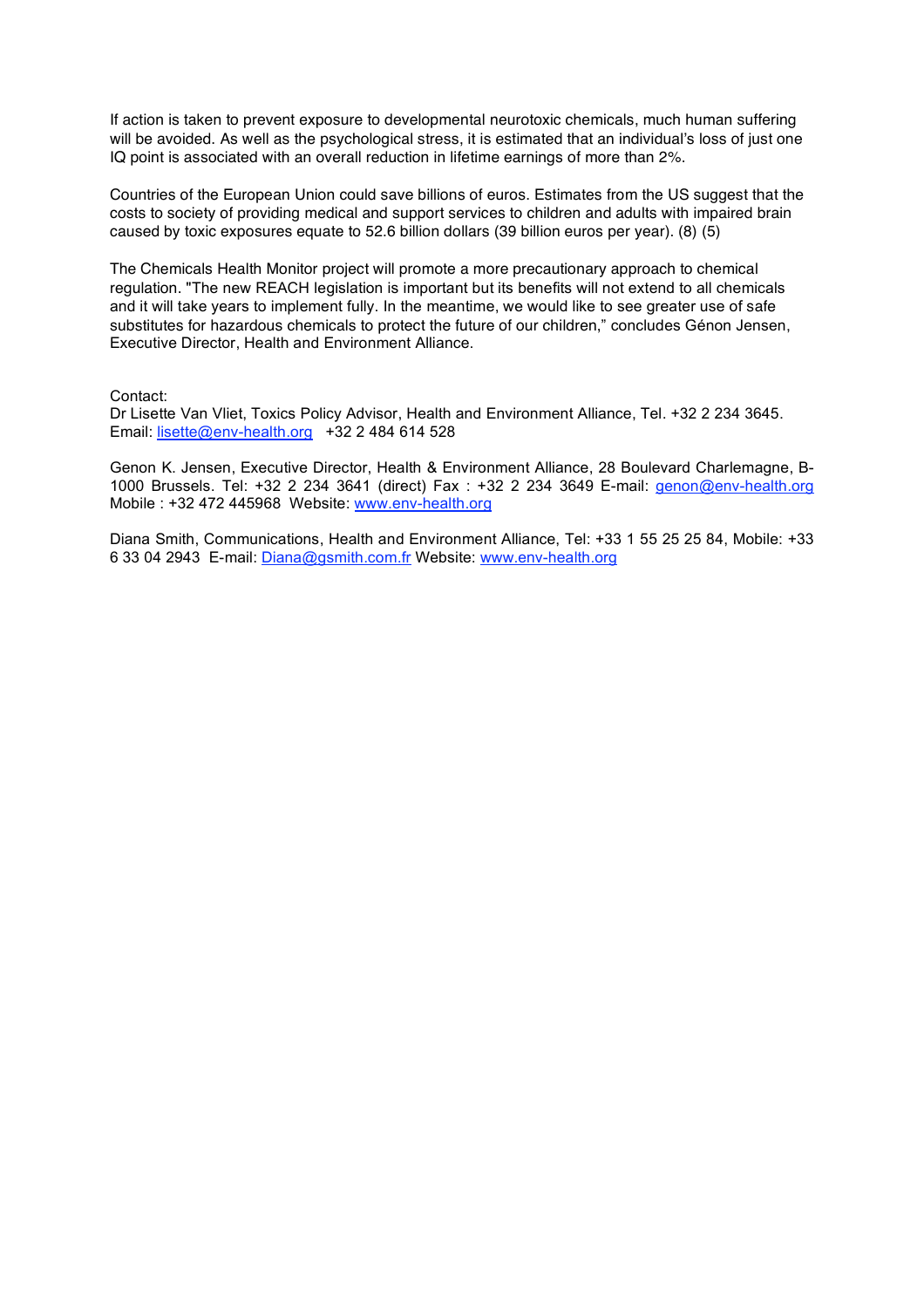If action is taken to prevent exposure to developmental neurotoxic chemicals, much human suffering will be avoided. As well as the psychological stress, it is estimated that an individual's loss of just one IQ point is associated with an overall reduction in lifetime earnings of more than 2%.

Countries of the European Union could save billions of euros. Estimates from the US suggest that the costs to society of providing medical and support services to children and adults with impaired brain caused by toxic exposures equate to 52.6 billion dollars (39 billion euros per year). (8) (5)

The Chemicals Health Monitor project will promote a more precautionary approach to chemical regulation. "The new REACH legislation is important but its benefits will not extend to all chemicals and it will take years to implement fully. In the meantime, we would like to see greater use of safe substitutes for hazardous chemicals to protect the future of our children," concludes Génon Jensen, Executive Director, Health and Environment Alliance.

Contact:
Dr Lisette Van Vliet, Toxics Policy Advisor, Health and Environment Alliance, Tel. +32 2 234 3645. Email: lisette@env-health.org   +32 2 484 614 528

Genon K. Jensen, Executive Director, Health & Environment Alliance, 28 Boulevard Charlemagne, B-1000 Brussels. Tel: +32 2 234 3641 (direct) Fax : +32 2 234 3649 E-mail: genon@env-health.org Mobile : +32 472 445968 Website: www.env-health.org

Diana Smith, Communications, Health and Environment Alliance, Tel: +33 1 55 25 25 84, Mobile: +33 6 33 04 2943 E-mail: Diana@gsmith.com.fr Website: www.env-health.org